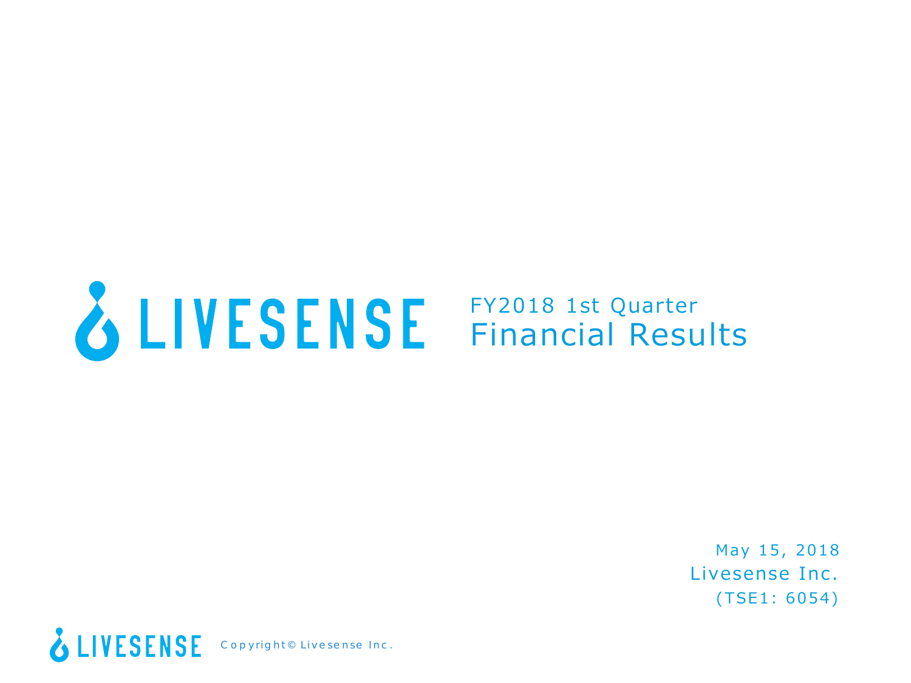# LIVESENSE FY2018 1st Quarter Financial Results

May 15, 2018

Livesense Inc.

(TSE1: 6054)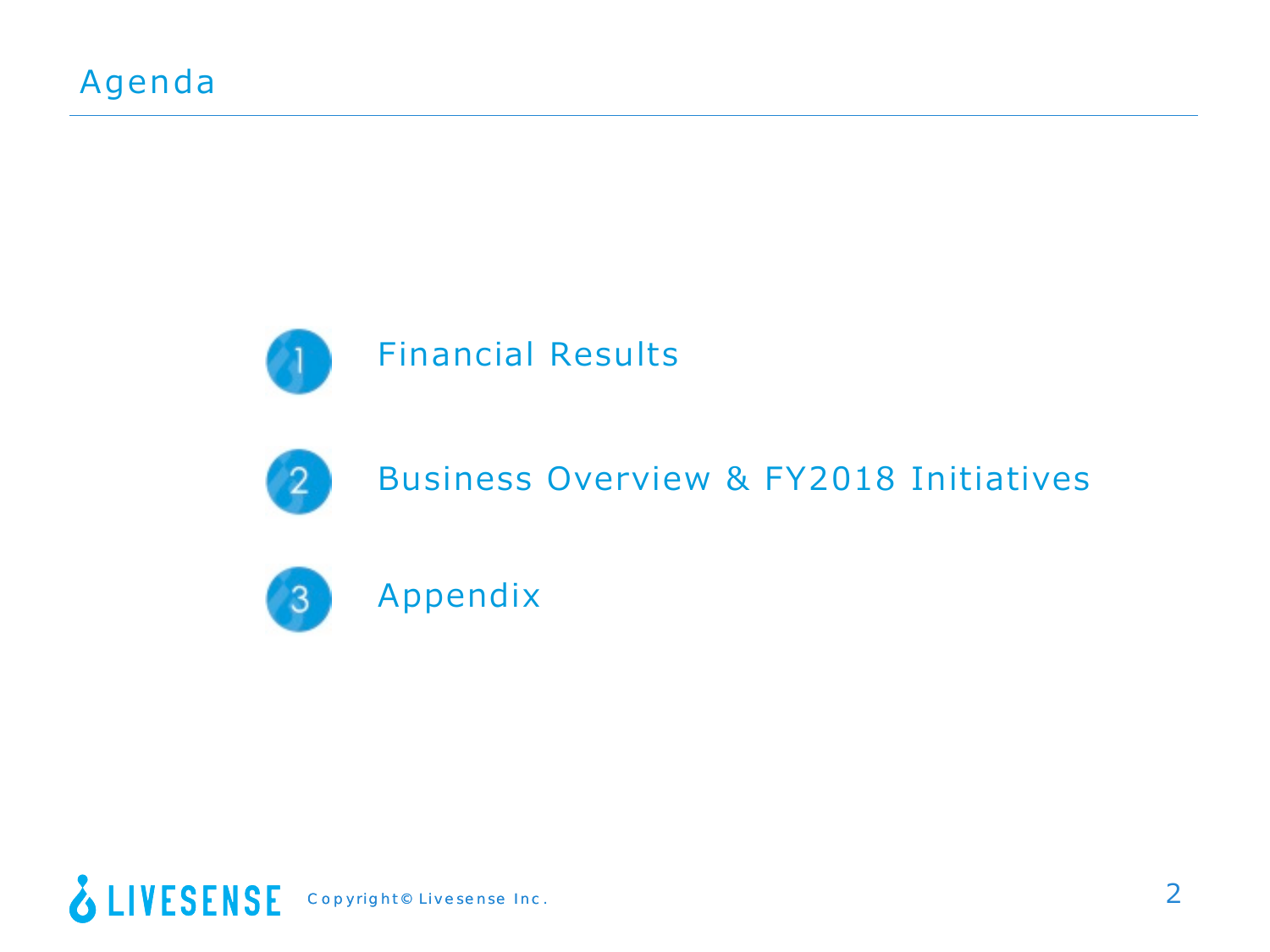# Agenda

1. Financial Results
2. Business Overview & FY2018 Initiatives
3. Appendix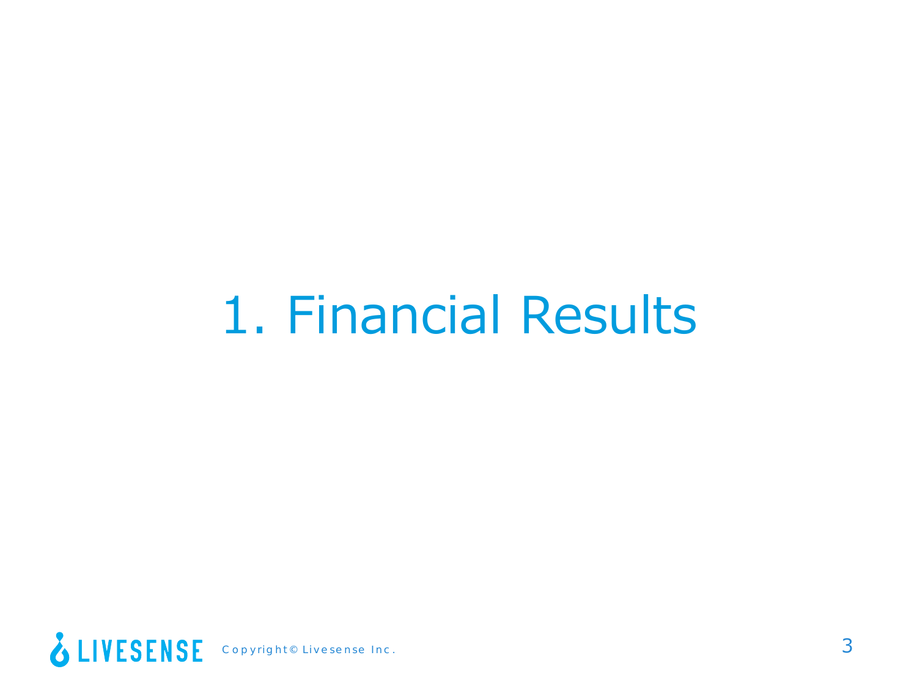# 1. Financial Results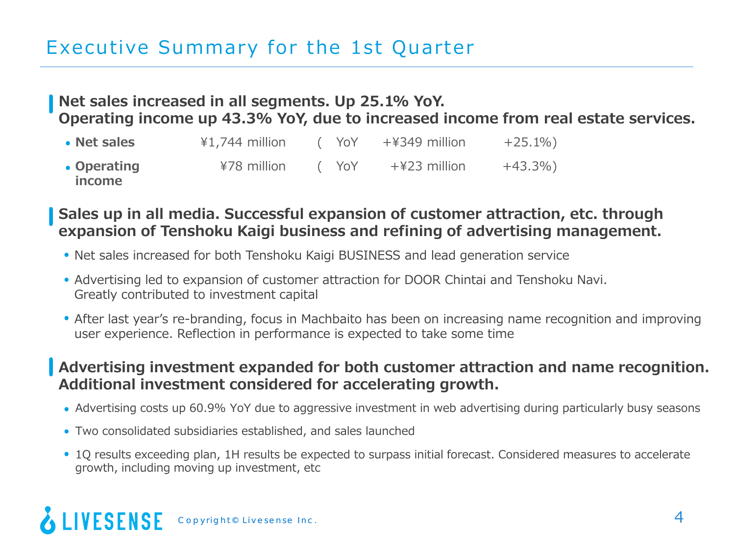# Executive Summary for the 1st Quarter

**Net sales increased in all segments. Up 25.1% YoY.**
**Operating income up 43.3% YoY, due to increased income from real estate services.**

| | | | | |
|---|---|---|---|---|
| • **Net sales** | ¥1,744 million | ( YoY | +¥349 million | +25.1%) |
| • **Operating income** | ¥78 million | ( YoY | +¥23 million | +43.3%) |

**Sales up in all media. Successful expansion of customer attraction, etc. through expansion of Tenshoku Kaigi business and refining of advertising management.**

- Net sales increased for both Tenshoku Kaigi BUSINESS and lead generation service
- Advertising led to expansion of customer attraction for DOOR Chintai and Tenshoku Navi. Greatly contributed to investment capital
- After last year's re-branding, focus in Machbaito has been on increasing name recognition and improving user experience. Reflection in performance is expected to take some time

**Advertising investment expanded for both customer attraction and name recognition. Additional investment considered for accelerating growth.**

- Advertising costs up 60.9% YoY due to aggressive investment in web advertising during particularly busy seasons
- Two consolidated subsidiaries established, and sales launched
- 1Q results exceeding plan, 1H results be expected to surpass initial forecast. Considered measures to accelerate growth, including moving up investment, etc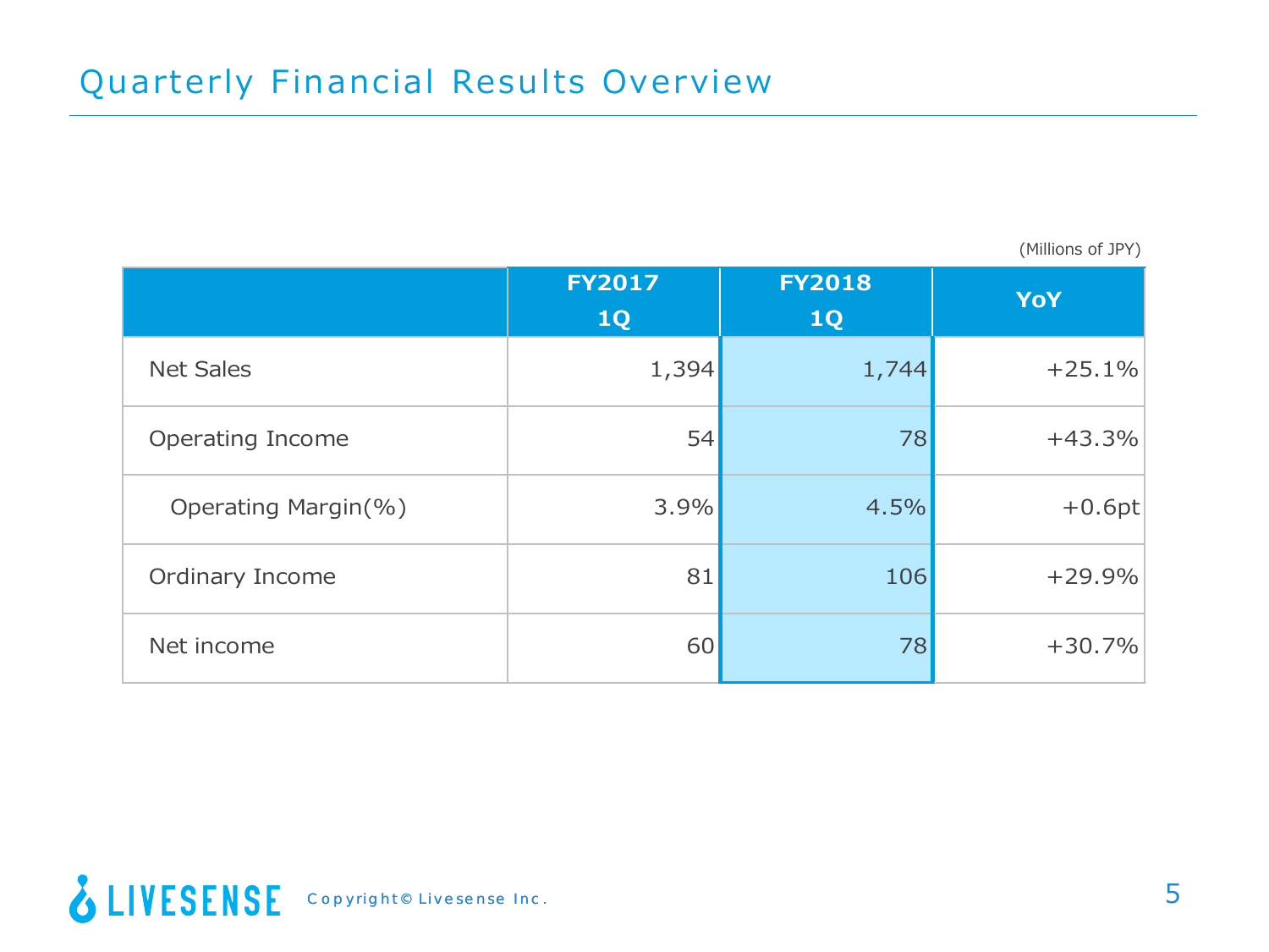# Quarterly Financial Results Overview

(Millions of JPY)

| | FY2017 1Q | FY2018 1Q | YoY |
|---|---|---|---|
| Net Sales | 1,394 | 1,744 | +25.1% |
| Operating Income | 54 | 78 | +43.3% |
| Operating Margin(%) | 3.9% | 4.5% | +0.6pt |
| Ordinary Income | 81 | 106 | +29.9% |
| Net income | 60 | 78 | +30.7% |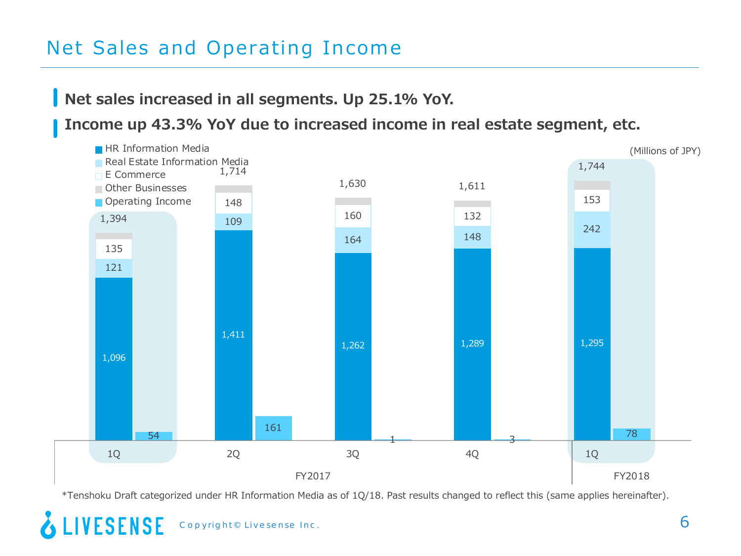# Net Sales and Operating Income

- **Net sales increased in all segments. Up 25.1% YoY.**
- **Income up 43.3% YoY due to increased income in real estate segment, etc.**

(Millions of JPY)

| | FY2017 1Q | FY2017 2Q | FY2017 3Q | FY2017 4Q | FY2018 1Q |
|---|---|---|---|---|---|
| HR Information Media | 1,096 | 1,411 | 1,262 | 1,289 | 1,295 |
| Real Estate Information Media | 121 | 109 | 164 | 148 | 242 |
| E Commerce | 135 | 148 | 160 | 132 | 153 |
| Other Businesses | | | | | |
| Net Sales Total | 1,394 | 1,714 | 1,630 | 1,611 | 1,744 |
| Operating Income | 54 | 161 | 1 | 3 | 78 |

*Tenshoku Draft categorized under HR Information Media as of 1Q/18. Past results changed to reflect this (same applies hereinafter).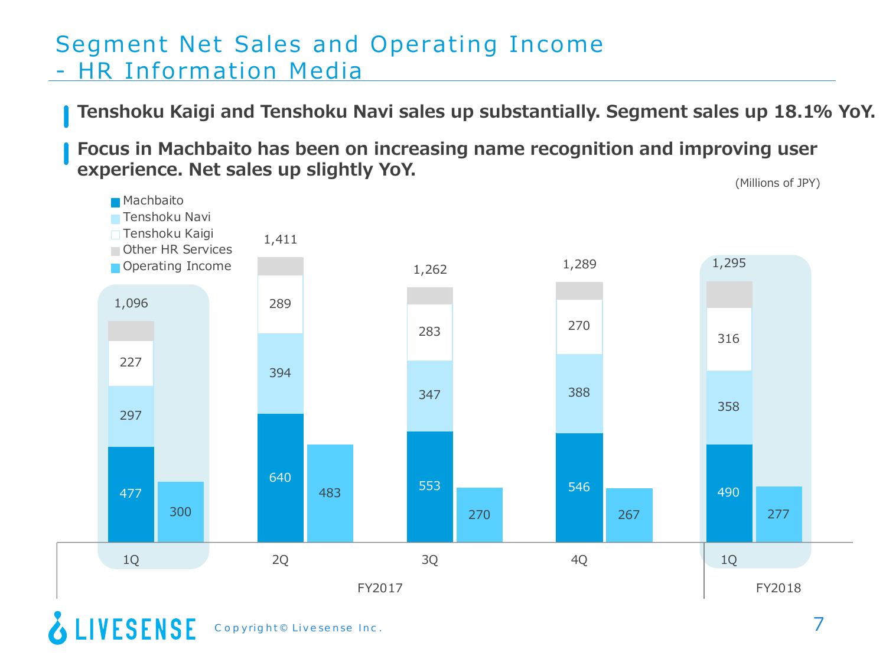# Segment Net Sales and Operating Income - HR Information Media

- **Tenshoku Kaigi and Tenshoku Navi sales up substantially. Segment sales up 18.1% YoY.**
- **Focus in Machbaito has been on increasing name recognition and improving user experience. Net sales up slightly YoY.**

(Millions of JPY)

| | FY2017 1Q | FY2017 2Q | FY2017 3Q | FY2017 4Q | FY2018 1Q |
|---|---|---|---|---|---|
| Machbaito | 477 | 640 | 553 | 546 | 490 |
| Tenshoku Navi | 297 | 394 | 347 | 388 | 358 |
| Tenshoku Kaigi | 227 | 289 | 283 | 270 | 316 |
| Other HR Services | | | | | |
| Net Sales Total | 1,096 | 1,411 | 1,262 | 1,289 | 1,295 |
| Operating Income | 300 | 483 | 270 | 267 | 277 |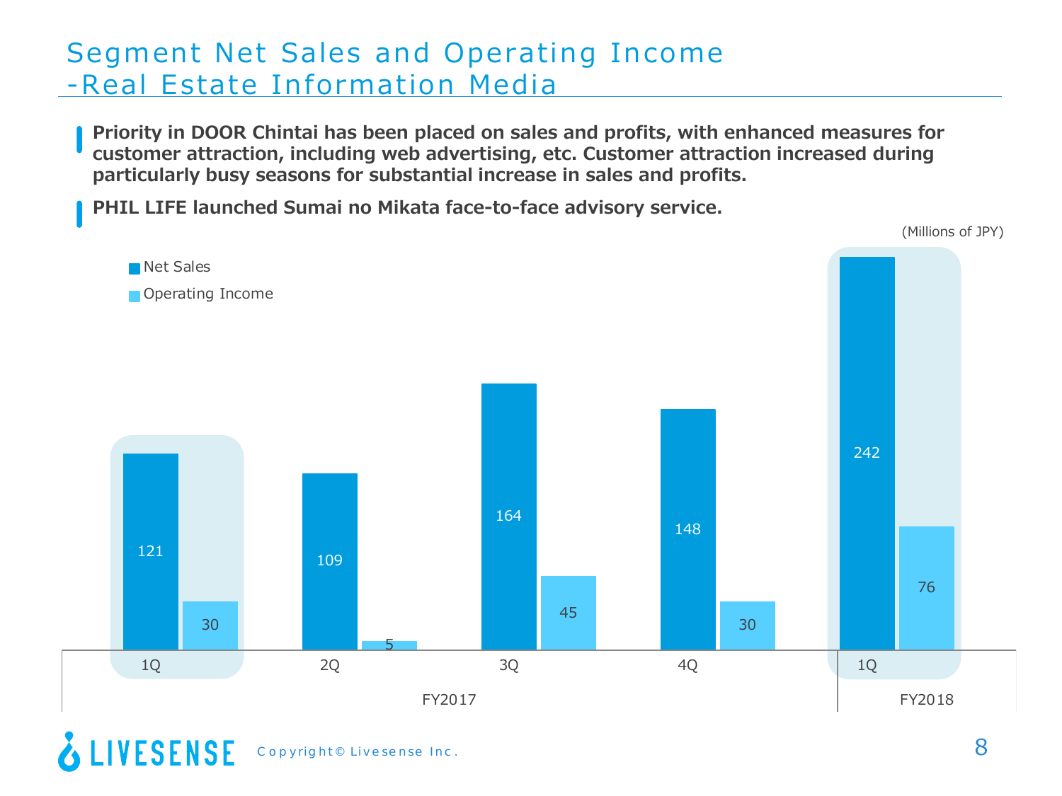# Segment Net Sales and Operating Income -Real Estate Information Media

- **Priority in DOOR Chintai has been placed on sales and profits, with enhanced measures for customer attraction, including web advertising, etc. Customer attraction increased during particularly busy seasons for substantial increase in sales and profits.**
- **PHIL LIFE launched Sumai no Mikata face-to-face advisory service.**

(Millions of JPY)

| | FY2017 1Q | FY2017 2Q | FY2017 3Q | FY2017 4Q | FY2018 1Q |
|---|---|---|---|---|---|
| Net Sales | 121 | 109 | 164 | 148 | 242 |
| Operating Income | 30 | 5 | 45 | 30 | 76 |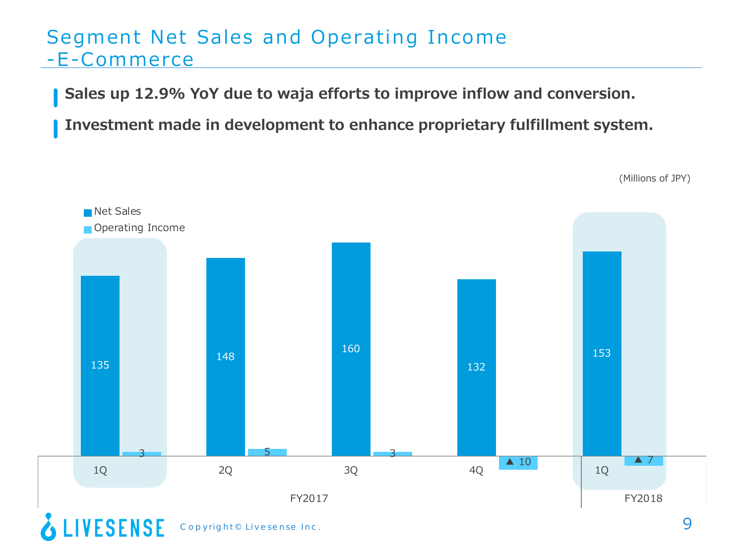# Segment Net Sales and Operating Income -E-Commerce

- **Sales up 12.9% YoY due to waja efforts to improve inflow and conversion.**
- **Investment made in development to enhance proprietary fulfillment system.**

(Millions of JPY)

| | FY2017 1Q | FY2017 2Q | FY2017 3Q | FY2017 4Q | FY2018 1Q |
|---|---|---|---|---|---|
| Net Sales | 135 | 148 | 160 | 132 | 153 |
| Operating Income | 3 | 5 | 3 | ▲ 10 | ▲ 7 |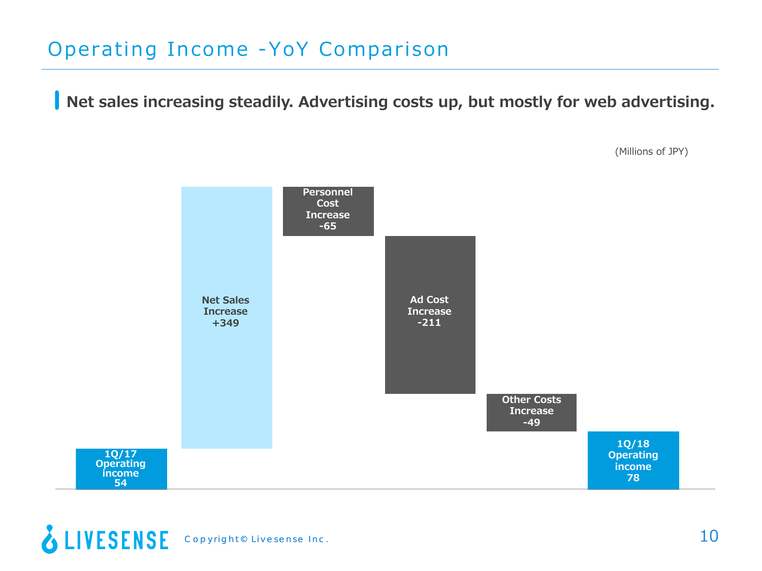# Operating Income -YoY Comparison

**Net sales increasing steadily. Advertising costs up, but mostly for web advertising.**

(Millions of JPY)

| Item | Amount |
|---|---|
| 1Q/17 Operating income | 54 |
| Net Sales Increase | +349 |
| Personnel Cost Increase | -65 |
| Ad Cost Increase | -211 |
| Other Costs Increase | -49 |
| 1Q/18 Operating income | 78 |

LIVESENSE Copyright© Livesense Inc.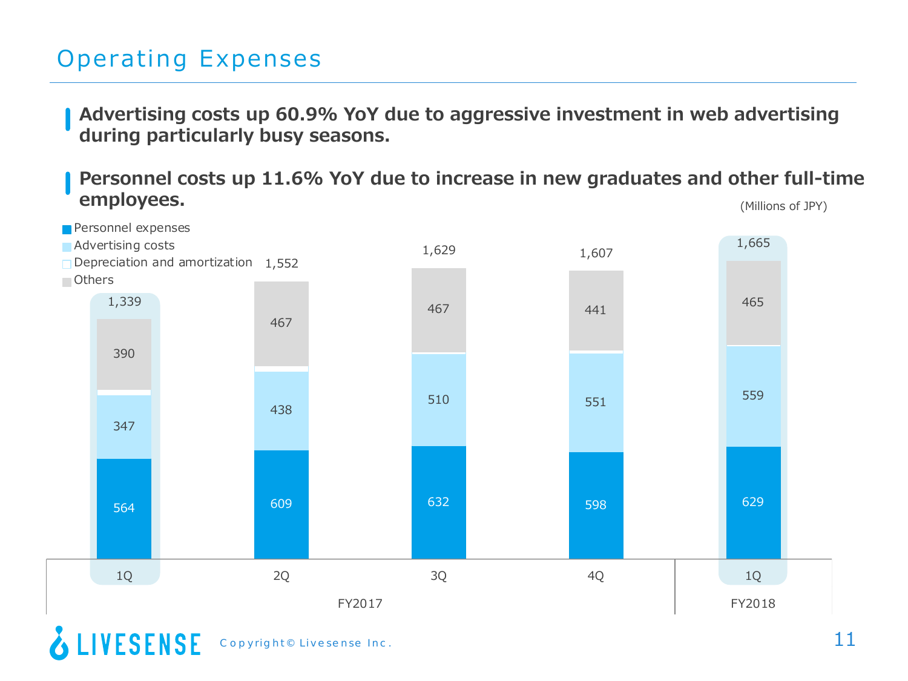# Operating Expenses

- **Advertising costs up 60.9% YoY due to aggressive investment in web advertising during particularly busy seasons.**
- **Personnel costs up 11.6% YoY due to increase in new graduates and other full-time employees.**

(Millions of JPY)

| | FY2017 1Q | FY2017 2Q | FY2017 3Q | FY2017 4Q | FY2018 1Q |
|---|---|---|---|---|---|
| Personnel expenses | 564 | 609 | 632 | 598 | 629 |
| Advertising costs | 347 | 438 | 510 | 551 | 559 |
| Depreciation and amortization | | | | | |
| Others | 390 | 467 | 467 | 441 | 465 |
| Total | 1,339 | 1,552 | 1,629 | 1,607 | 1,665 |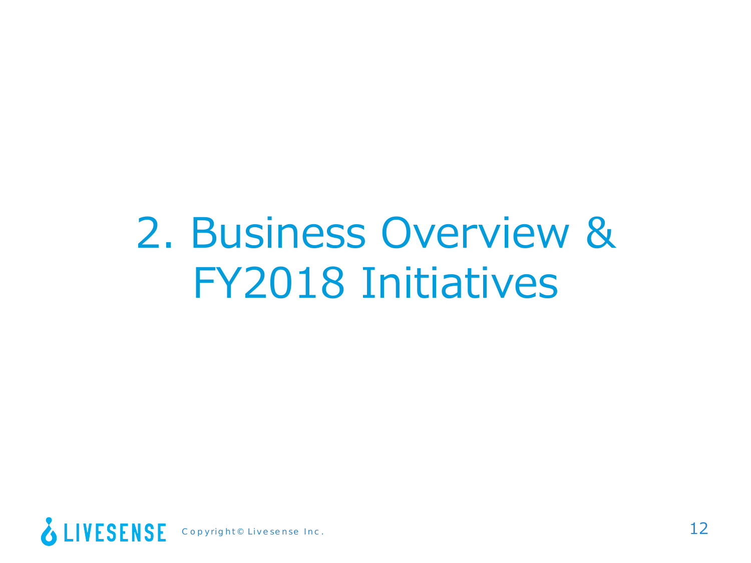# 2. Business Overview & FY2018 Initiatives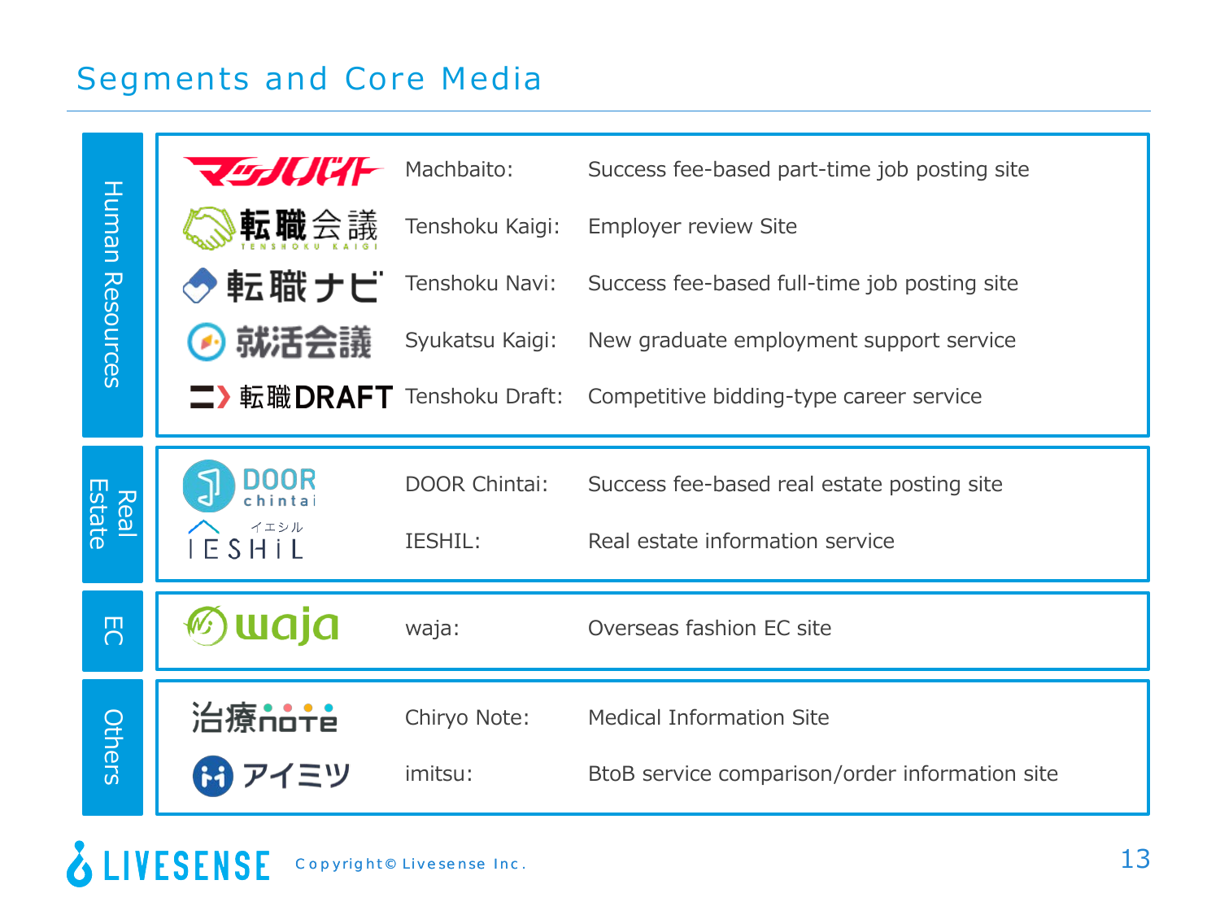# Segments and Core Media

| Segment | Logo | Media | Description |
|---|---|---|---|
| Human Resources | マッハバイト | Machbaito: | Success fee-based part-time job posting site |
| | 転職会議 TENSHOKU KAIGI | Tenshoku Kaigi: | Employer review Site |
| | 転職ナビ | Tenshoku Navi: | Success fee-based full-time job posting site |
| | 就活会議 | Syukatsu Kaigi: | New graduate employment support service |
| | 転職DRAFT | Tenshoku Draft: | Competitive bidding-type career service |
| Real Estate | DOOR chintai | DOOR Chintai: | Success fee-based real estate posting site |
| | イエシル IESHiL | IESHIL: | Real estate information service |
| EC | waja | waja: | Overseas fashion EC site |
| Others | 治療note | Chiryo Note: | Medical Information Site |
| | アイミツ | imitsu: | BtoB service comparison/order information site |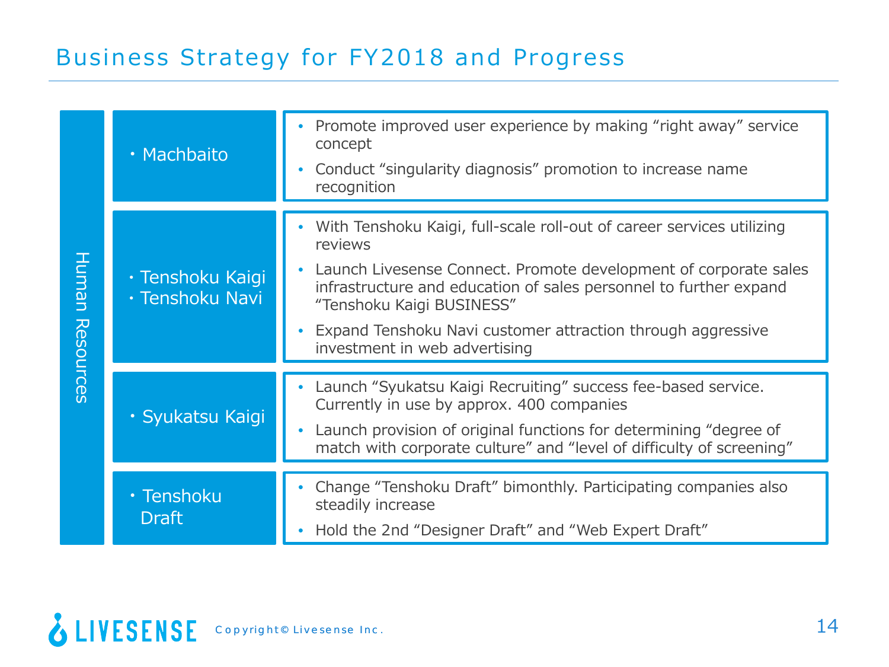# Business Strategy for FY2018 and Progress

| Segment | Service | Strategy and Progress |
|---|---|---|
| Human Resources | ・Machbaito | • Promote improved user experience by making "right away" service concept<br>• Conduct "singularity diagnosis" promotion to increase name recognition |
| | ・Tenshoku Kaigi<br>・Tenshoku Navi | • With Tenshoku Kaigi, full-scale roll-out of career services utilizing reviews<br>• Launch Livesense Connect. Promote development of corporate sales infrastructure and education of sales personnel to further expand "Tenshoku Kaigi BUSINESS"<br>• Expand Tenshoku Navi customer attraction through aggressive investment in web advertising |
| | ・Syukatsu Kaigi | • Launch "Syukatsu Kaigi Recruiting" success fee-based service. Currently in use by approx. 400 companies<br>• Launch provision of original functions for determining "degree of match with corporate culture" and "level of difficulty of screening" |
| | ・Tenshoku Draft | • Change "Tenshoku Draft" bimonthly. Participating companies also steadily increase<br>• Hold the 2nd "Designer Draft" and "Web Expert Draft" |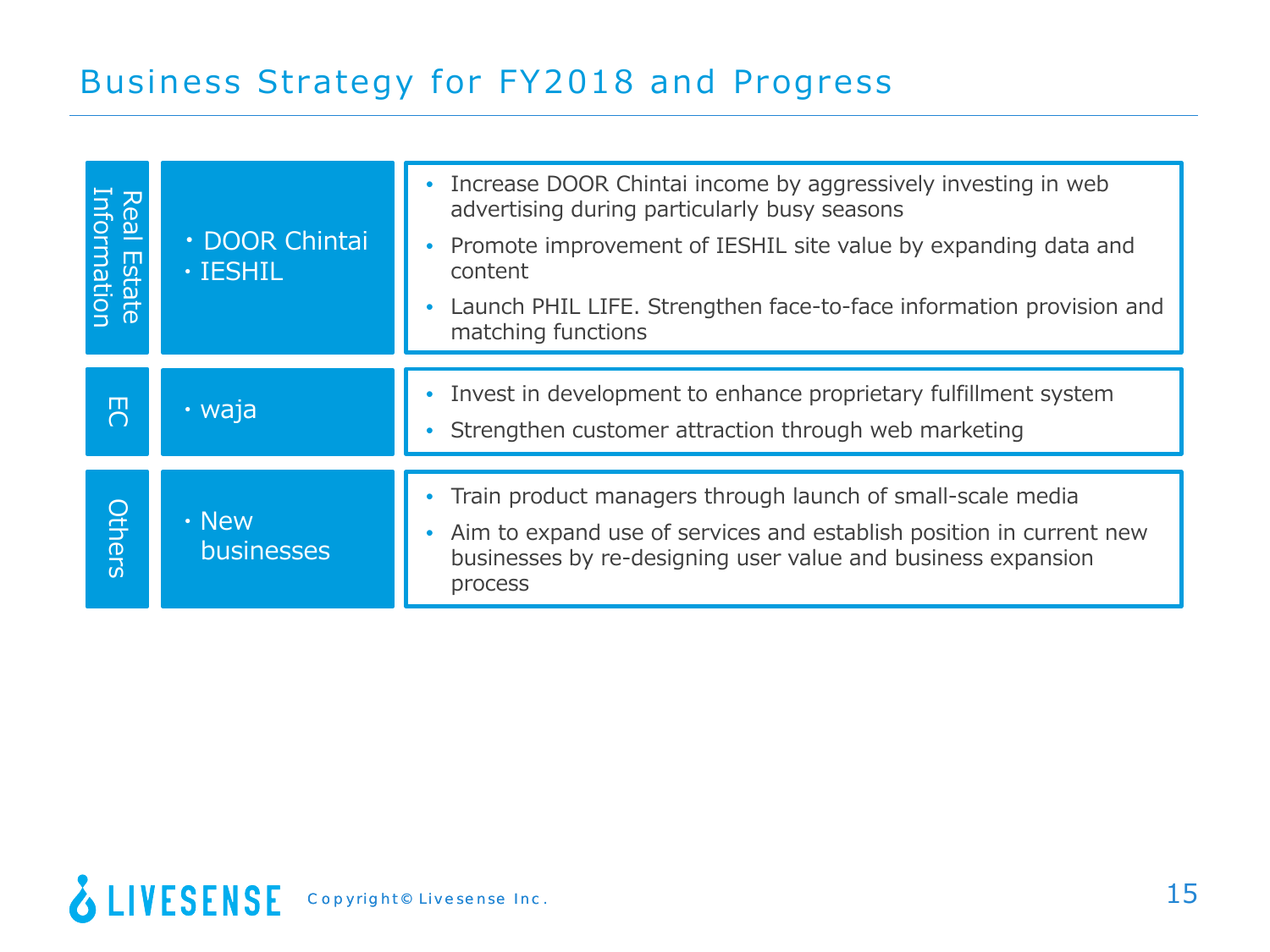# Business Strategy for FY2018 and Progress

| Segment | Services | Strategy |
| --- | --- | --- |
| Real Estate Information | ・DOOR Chintai<br>・IESHIL | • Increase DOOR Chintai income by aggressively investing in web advertising during particularly busy seasons<br>• Promote improvement of IESHIL site value by expanding data and content<br>• Launch PHIL LIFE. Strengthen face-to-face information provision and matching functions |
| EC | ・waja | • Invest in development to enhance proprietary fulfillment system<br>• Strengthen customer attraction through web marketing |
| Others | ・New businesses | • Train product managers through launch of small-scale media<br>• Aim to expand use of services and establish position in current new businesses by re-designing user value and business expansion process |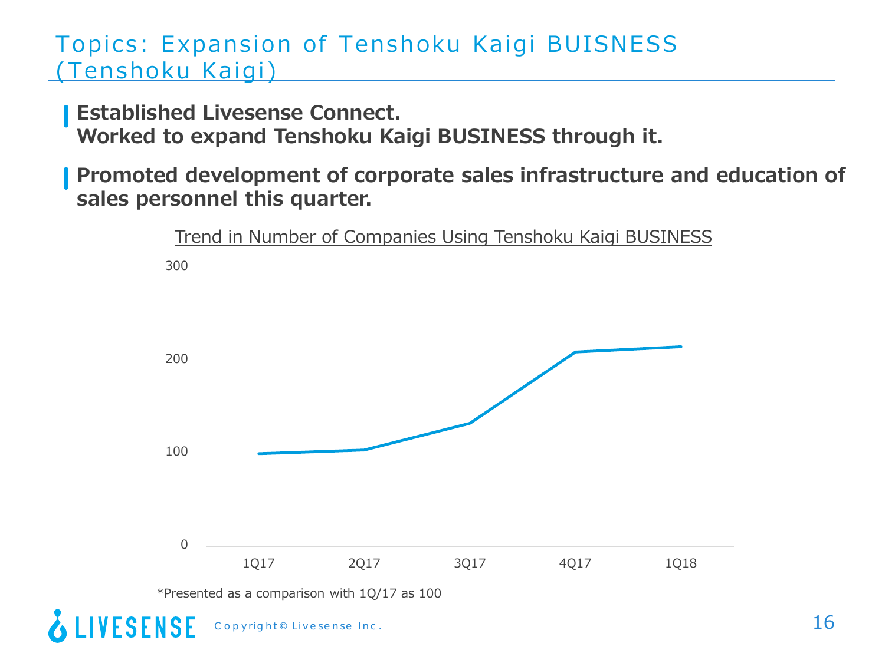# Topics: Expansion of Tenshoku Kaigi BUISNESS (Tenshoku Kaigi)

**Established Livesense Connect.**
**Worked to expand Tenshoku Kaigi BUSINESS through it.**

**Promoted development of corporate sales infrastructure and education of sales personnel this quarter.**

Trend in Number of Companies Using Tenshoku Kaigi BUSINESS

300

200

100

0

1Q17 2Q17 3Q17 4Q17 1Q18

*Presented as a comparison with 1Q/17 as 100

Copyright© Livesense Inc.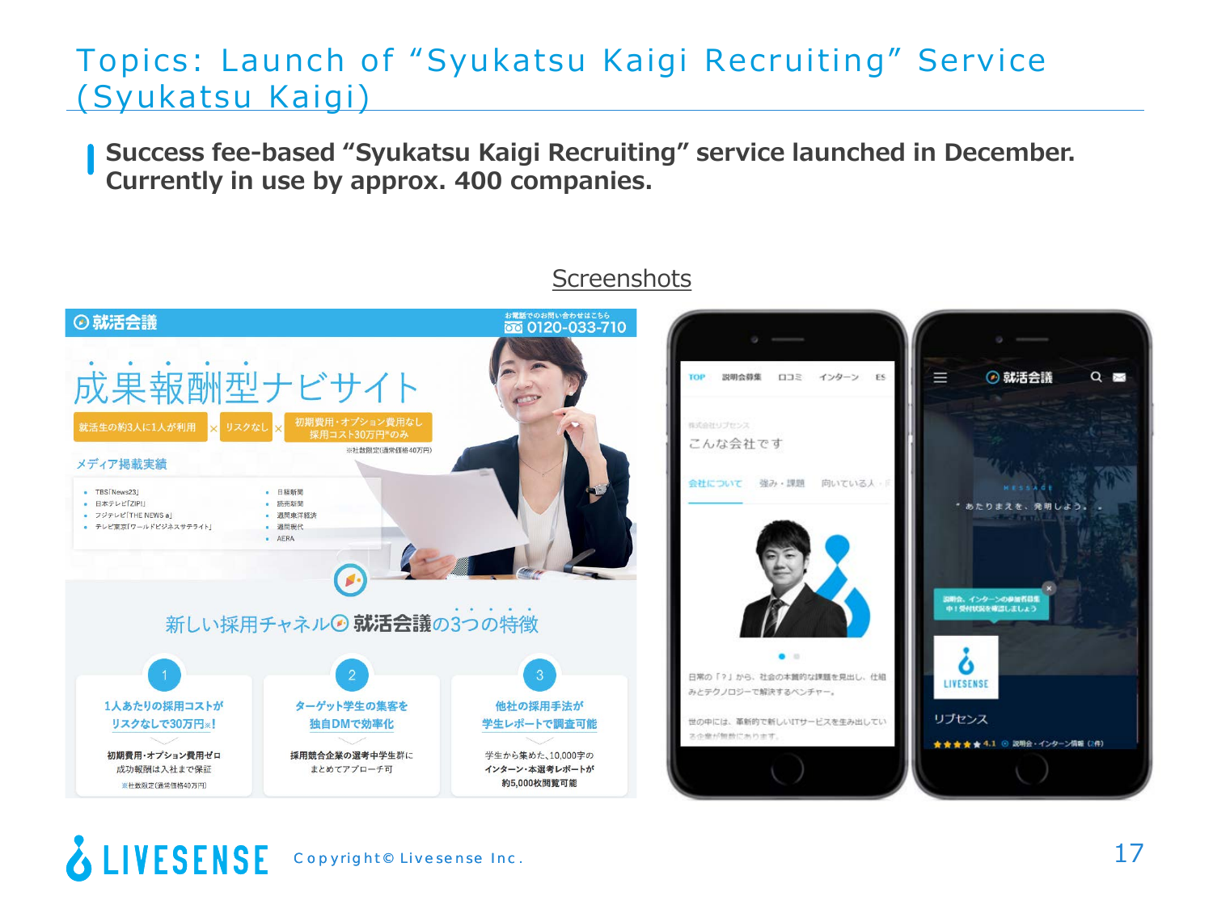# Topics: Launch of "Syukatsu Kaigi Recruiting" Service (Syukatsu Kaigi)

**Success fee-based "Syukatsu Kaigi Recruiting" service launched in December. Currently in use by approx. 400 companies.**

Screenshots

就活会議

お電話でのお問い合わせはこちら 0120-033-710

成果報酬型ナビサイト

就活生の約3人に1人が利用 × リスクなし × 初期費用・オプション費用なし 採用コスト30万円※のみ

※社数限定(通常価格40万円)

メディア掲載実績

- TBS「News23」
- 日本テレビ「ZIP!」
- フジテレビ「THE NEWS α」
- テレビ東京「ワールドビジネスサテライト」
- 日経新聞
- 読売新聞
- 週刊東洋経済
- 週刊現代
- AERA

新しい採用チャネル 就活会議の3つの特徴

1. 1人あたりの採用コストが リスクなしで30万円※! 初期費用・オプション費用ゼロ 成功報酬は入社まで保証 ※社数限定(通常価格40万円)
2. ターゲット学生の集客を 独自DMで効率化 採用競合企業の選考中学生群に まとめてアプローチ可
3. 他社の採用手法が 学生レポートで調査可能 学生から集めた、10,000字の インターン・本選考レポートが 約5,000枚閲覧可能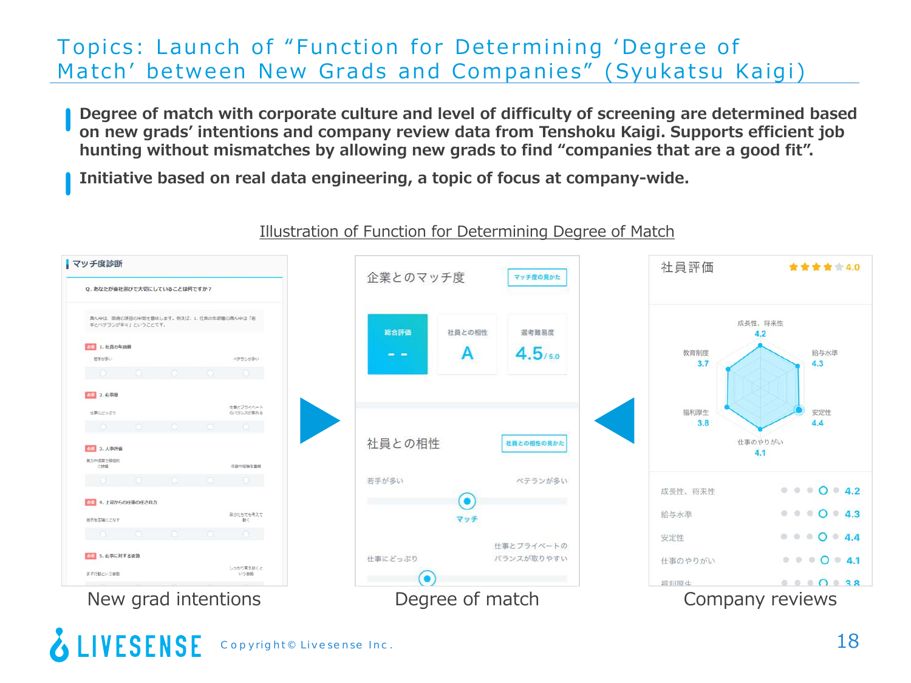# Topics: Launch of "Function for Determining 'Degree of Match' between New Grads and Companies" (Syukatsu Kaigi)

- **Degree of match with corporate culture and level of difficulty of screening are determined based on new grads' intentions and company review data from Tenshoku Kaigi. Supports efficient job hunting without mismatches by allowing new grads to find "companies that are a good fit".**
- **Initiative based on real data engineering, a topic of focus at company-wide.**

Illustration of Function for Determining Degree of Match

New grad intentions → Degree of match ← Company reviews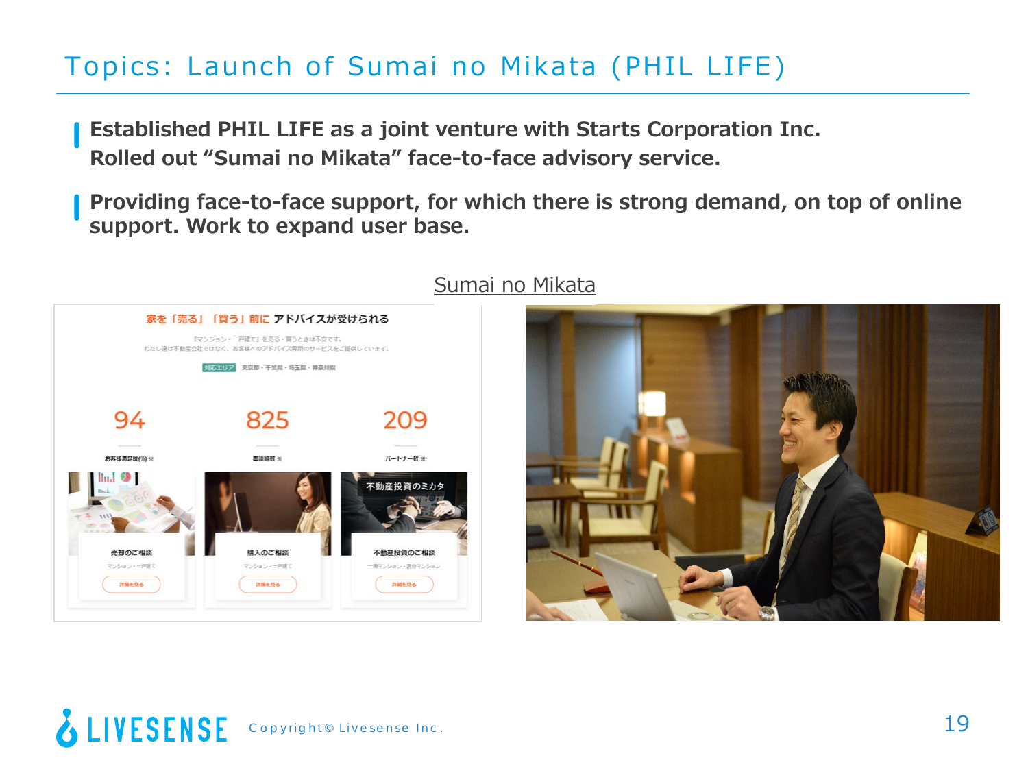# Topics: Launch of Sumai no Mikata (PHIL LIFE)

- **Established PHIL LIFE as a joint venture with Starts Corporation Inc. Rolled out “Sumai no Mikata” face-to-face advisory service.**
- **Providing face-to-face support, for which there is strong demand, on top of online support. Work to expand user base.**

Sumai no Mikata

家を「売る」「買う」前に アドバイスが受けられる

『マンション・一戸建て』を売る・買うときは不安です。
わたし達は不動産会社ではなく、お客様へのアドバイス専用のサービスをご提供しています。

対応エリア 東京都・千葉県・埼玉県・神奈川県

| 94 | 825 | 209 |
|---|---|---|
| お客様満足度(%) ※ | 面談組数 ※ | パートナー数 ※ |

| 売却のご相談 | 購入のご相談 | 不動産投資のご相談 |
|---|---|---|
| マンション・一戸建て | マンション・一戸建て | 一棟マンション・区分マンション |
| 詳細を見る | 詳細を見る | 詳細を見る |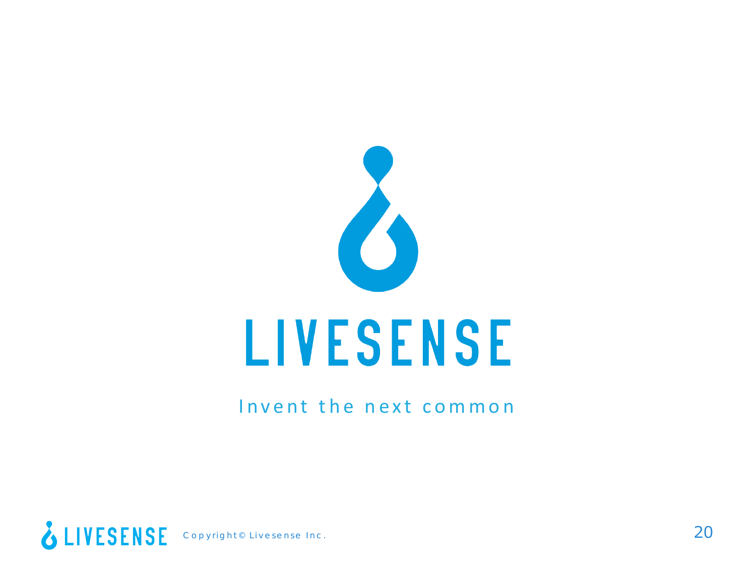LIVESENSE

Invent the next common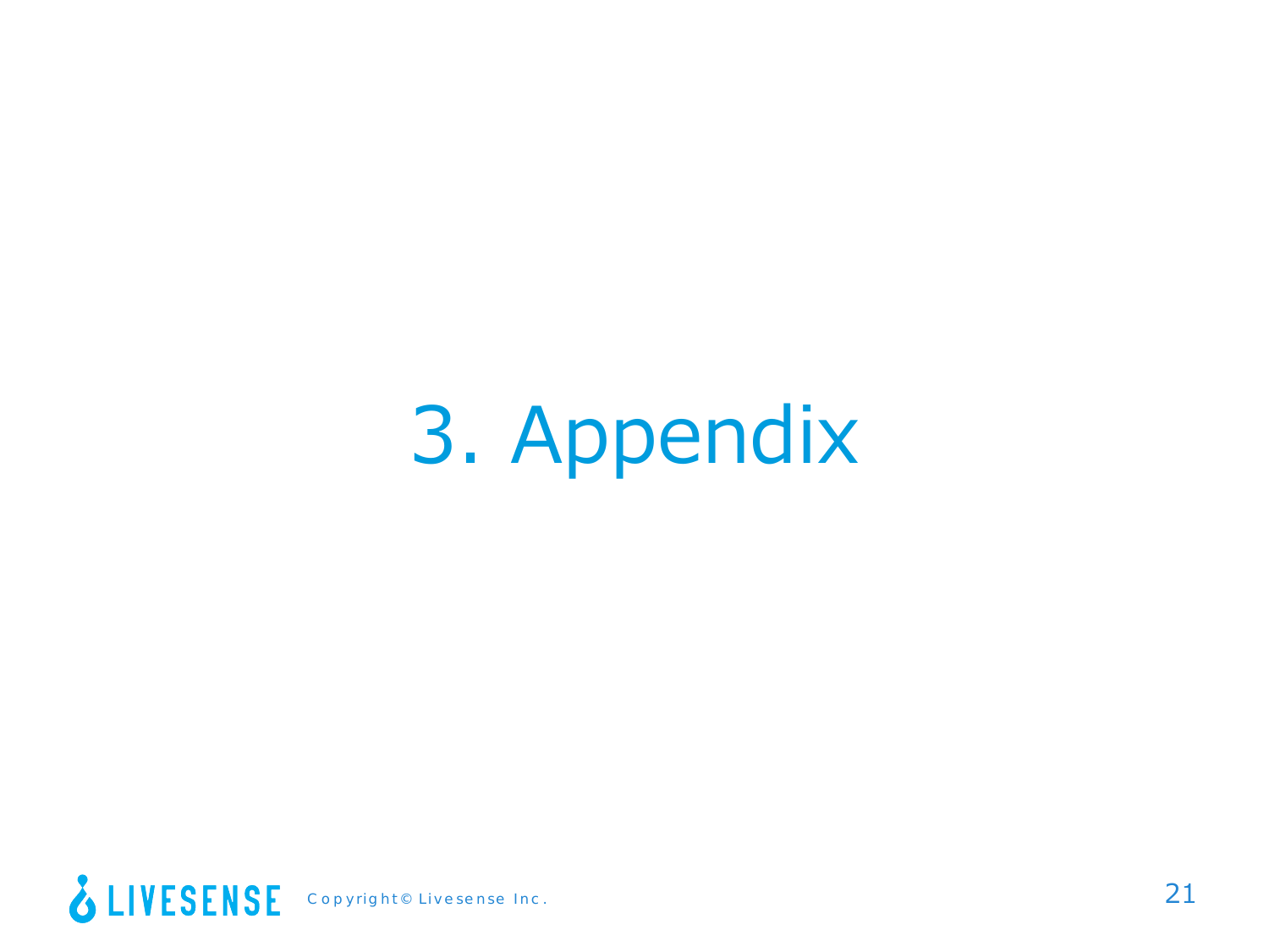# 3. Appendix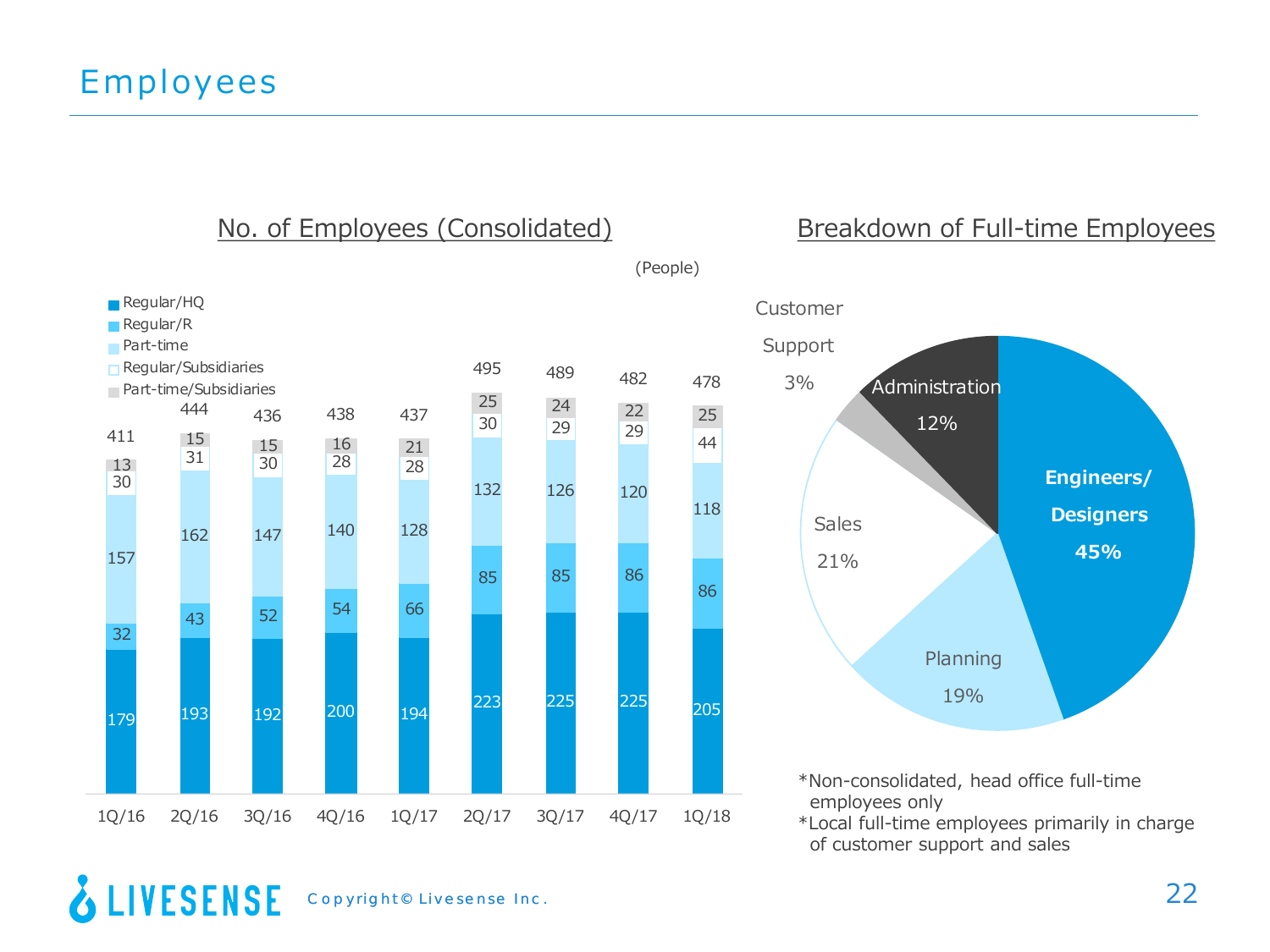# Employees

## No. of Employees (Consolidated)

(People)

| | 1Q/16 | 2Q/16 | 3Q/16 | 4Q/16 | 1Q/17 | 2Q/17 | 3Q/17 | 4Q/17 | 1Q/18 |
|---|---|---|---|---|---|---|---|---|---|
| Regular/HQ | 179 | 193 | 192 | 200 | 194 | 223 | 225 | 225 | 205 |
| Regular/R | 32 | 43 | 52 | 54 | 66 | 85 | 85 | 86 | 86 |
| Part-time | 157 | 162 | 147 | 140 | 128 | 132 | 126 | 120 | 118 |
| Regular/Subsidiaries | 30 | 31 | 30 | 28 | 28 | 30 | 29 | 29 | 44 |
| Part-time/Subsidiaries | 13 | 15 | 15 | 16 | 21 | 25 | 24 | 22 | 25 |
| Total | 411 | 444 | 436 | 438 | 437 | 495 | 489 | 482 | 478 |

## Breakdown of Full-time Employees

| Category | Share |
|---|---|
| Engineers/Designers | 45% |
| Planning | 19% |
| Sales | 21% |
| Customer Support | 3% |
| Administration | 12% |

*Non-consolidated, head office full-time employees only

*Local full-time employees primarily in charge of customer support and sales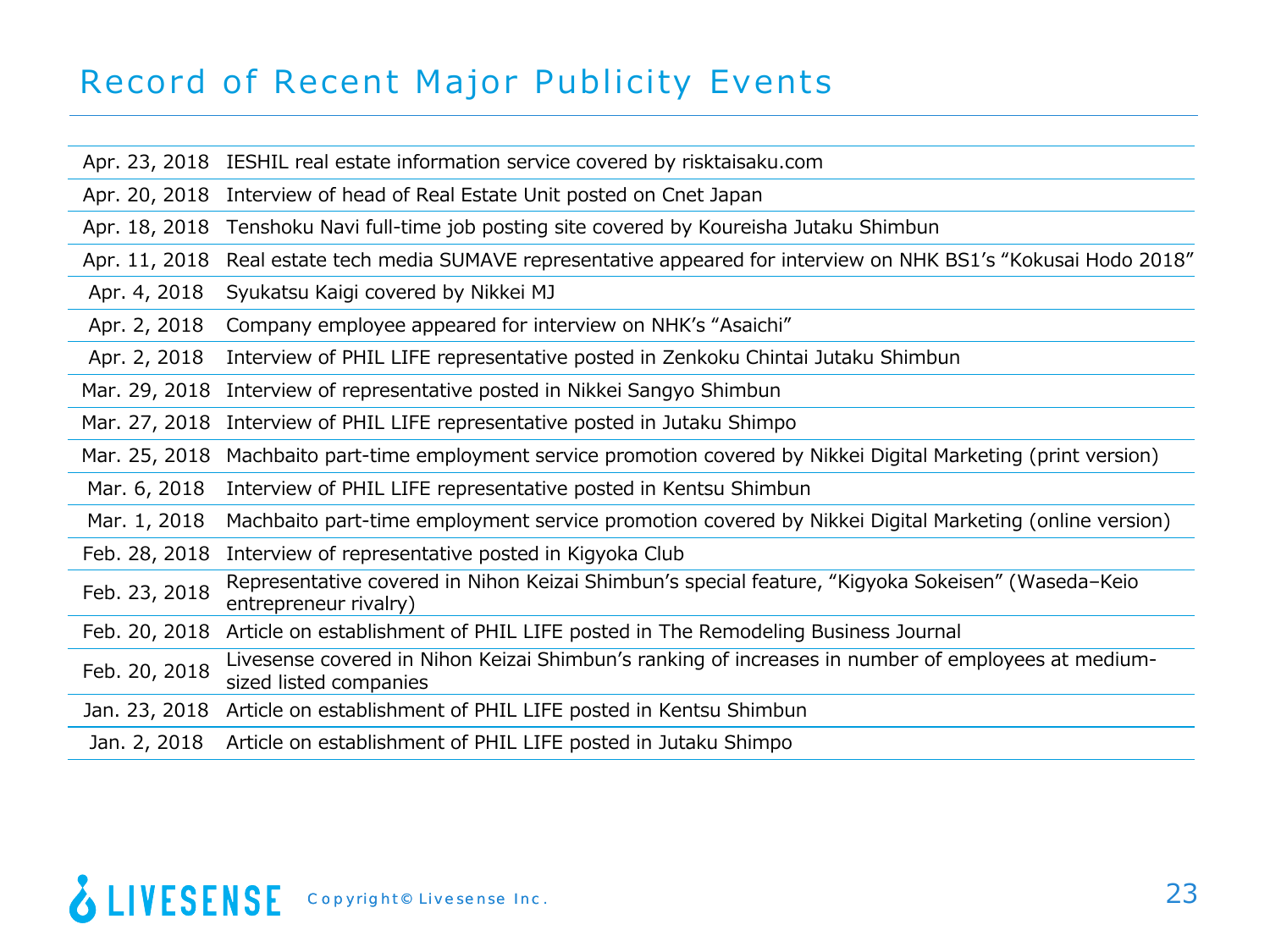# Record of Recent Major Publicity Events

| | |
|---|---|
| Apr. 23, 2018 | IESHIL real estate information service covered by risktaisaku.com |
| Apr. 20, 2018 | Interview of head of Real Estate Unit posted on Cnet Japan |
| Apr. 18, 2018 | Tenshoku Navi full-time job posting site covered by Koureisha Jutaku Shimbun |
| Apr. 11, 2018 | Real estate tech media SUMAVE representative appeared for interview on NHK BS1's "Kokusai Hodo 2018" |
| Apr. 4, 2018 | Syukatsu Kaigi covered by Nikkei MJ |
| Apr. 2, 2018 | Company employee appeared for interview on NHK's "Asaichi" |
| Apr. 2, 2018 | Interview of PHIL LIFE representative posted in Zenkoku Chintai Jutaku Shimbun |
| Mar. 29, 2018 | Interview of representative posted in Nikkei Sangyo Shimbun |
| Mar. 27, 2018 | Interview of PHIL LIFE representative posted in Jutaku Shimpo |
| Mar. 25, 2018 | Machbaito part-time employment service promotion covered by Nikkei Digital Marketing (print version) |
| Mar. 6, 2018 | Interview of PHIL LIFE representative posted in Kentsu Shimbun |
| Mar. 1, 2018 | Machbaito part-time employment service promotion covered by Nikkei Digital Marketing (online version) |
| Feb. 28, 2018 | Interview of representative posted in Kigyoka Club |
| Feb. 23, 2018 | Representative covered in Nihon Keizai Shimbun's special feature, "Kigyoka Sokeisen" (Waseda–Keio entrepreneur rivalry) |
| Feb. 20, 2018 | Article on establishment of PHIL LIFE posted in The Remodeling Business Journal |
| Feb. 20, 2018 | Livesense covered in Nihon Keizai Shimbun's ranking of increases in number of employees at medium-sized listed companies |
| Jan. 23, 2018 | Article on establishment of PHIL LIFE posted in Kentsu Shimbun |
| Jan. 2, 2018 | Article on establishment of PHIL LIFE posted in Jutaku Shimpo |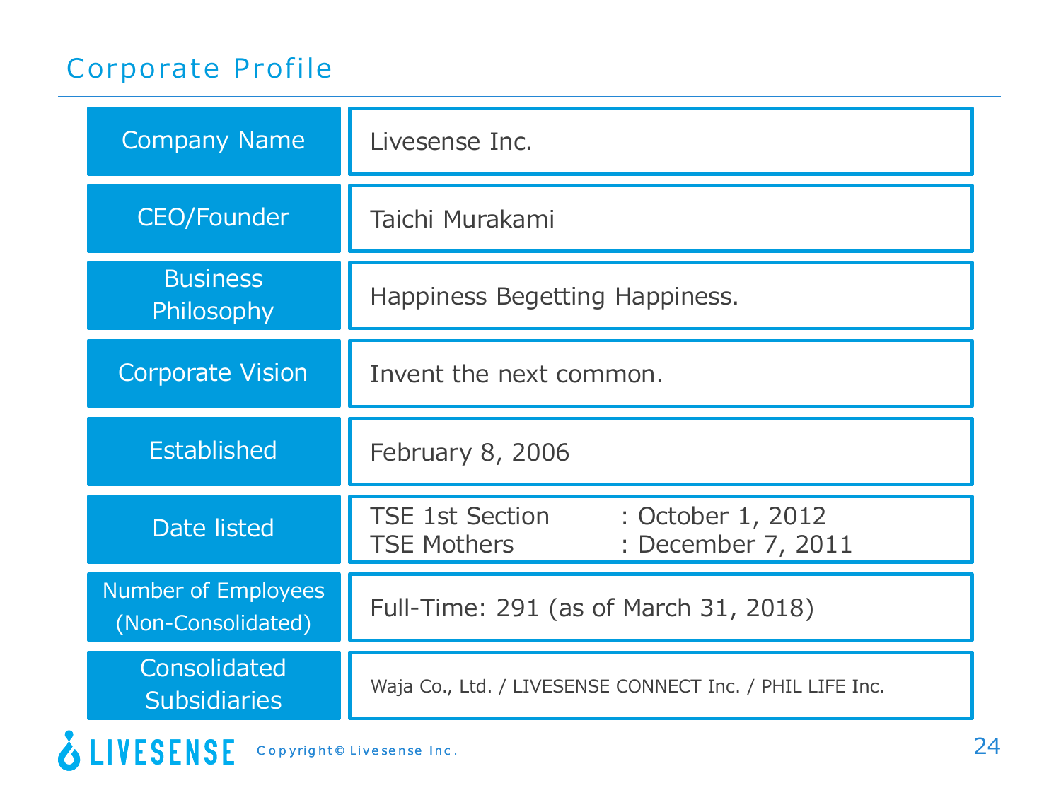# Corporate Profile

| | |
|---|---|
| Company Name | Livesense Inc. |
| CEO/Founder | Taichi Murakami |
| Business Philosophy | Happiness Begetting Happiness. |
| Corporate Vision | Invent the next common. |
| Established | February 8, 2006 |
| Date listed | TSE 1st Section : October 1, 2012<br>TSE Mothers : December 7, 2011 |
| Number of Employees (Non-Consolidated) | Full-Time: 291 (as of March 31, 2018) |
| Consolidated Subsidiaries | Waja Co., Ltd. / LIVESENSE CONNECT Inc. / PHIL LIFE Inc. |

LIVESENSE Copyright© Livesense Inc.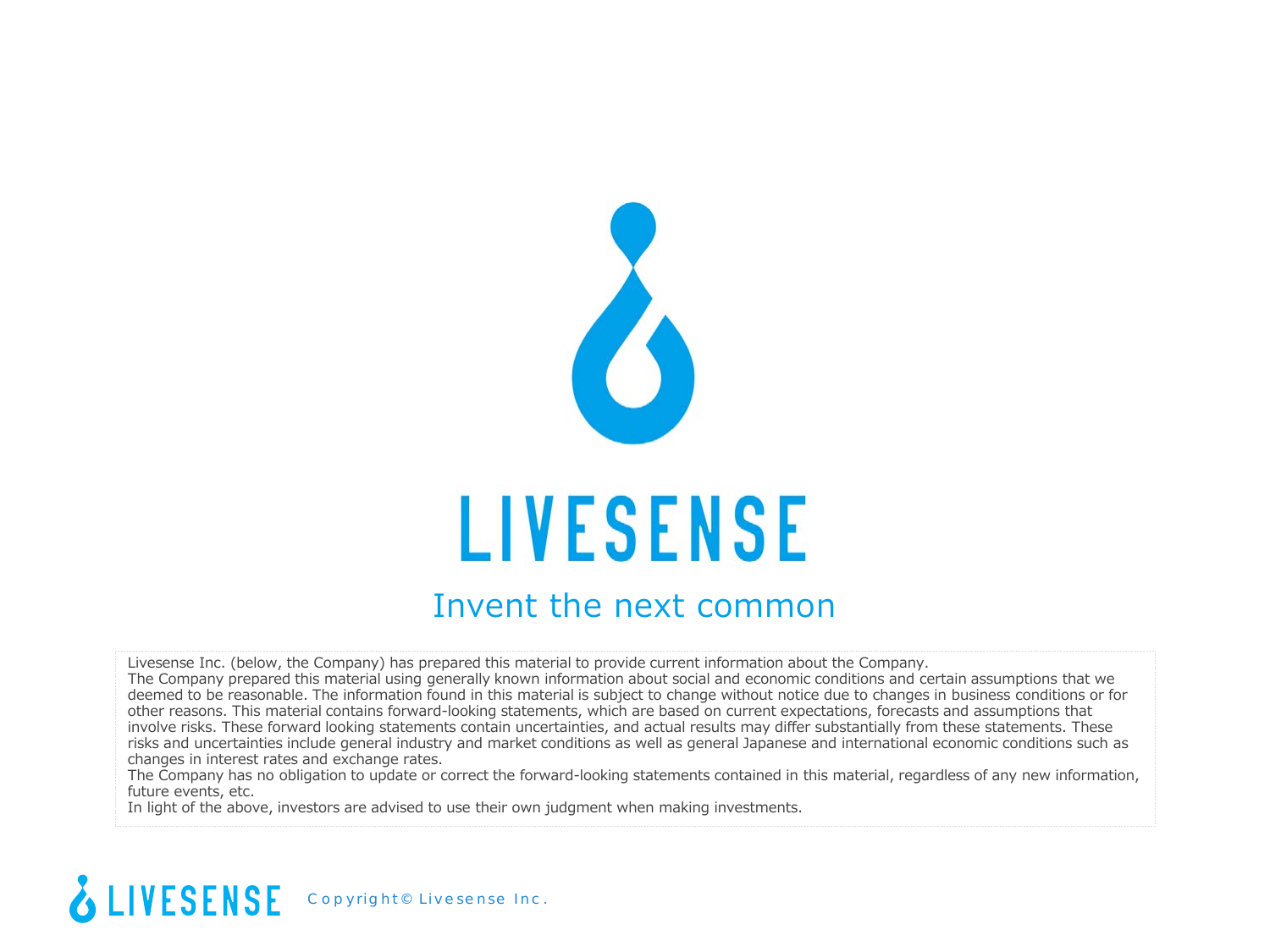# LIVESENSE

Invent the next common

Livesense Inc. (below, the Company) has prepared this material to provide current information about the Company.
The Company prepared this material using generally known information about social and economic conditions and certain assumptions that we deemed to be reasonable. The information found in this material is subject to change without notice due to changes in business conditions or for other reasons. This material contains forward-looking statements, which are based on current expectations, forecasts and assumptions that involve risks. These forward looking statements contain uncertainties, and actual results may differ substantially from these statements. These risks and uncertainties include general industry and market conditions as well as general Japanese and international economic conditions such as changes in interest rates and exchange rates.
The Company has no obligation to update or correct the forward-looking statements contained in this material, regardless of any new information, future events, etc.
In light of the above, investors are advised to use their own judgment when making investments.